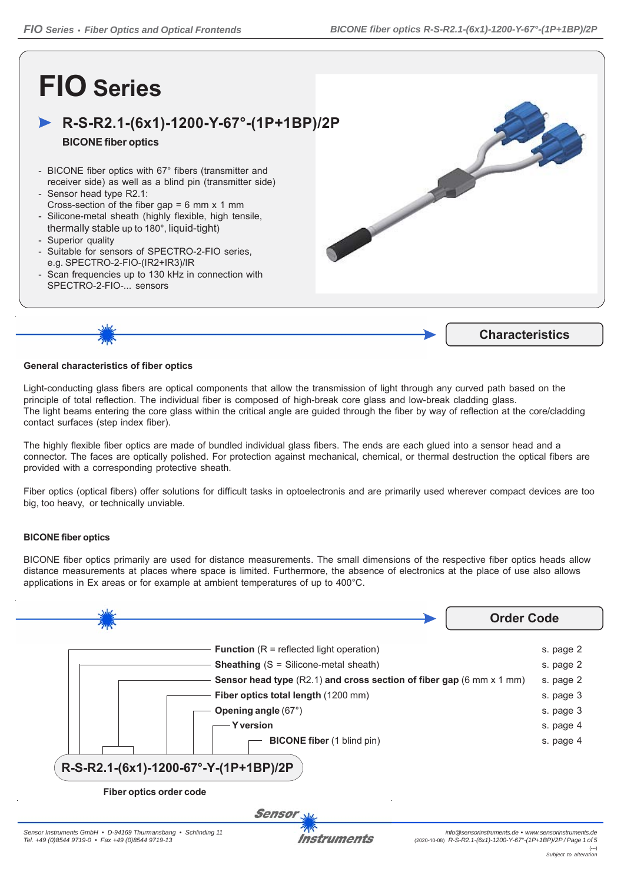# FIO Series

## R-S-R2.1-(6x1)-1200-Y-67°-(1P+1BP)/2P

**BICONE fiber optics**

- BICONE fiber optics with 67° fibers (transmitter and receiver side) as well as a blind pin (transmitter side)
- Sensor head type R2.1: Cross-section of the fiber gap = 6 mm x 1 mm
- Silicone-metal sheath (highly flexible, high tensile, thermally stable up to 180°, liquid-tight)
- Superior quality
- Suitable for sensors of SPECTRO-2-FIO series, e.g. SPECTRO-2-FIO-(IR2+IR3)/IR
- Scan frequencies up to 130 kHz in connection with SPECTRO-2-FIO-... sensors

## Characteristics

**General characteristics of fiber optics**

Light-conducting glass fibers are optical components that allow the transmission of light through any curved path based on the principle of total reflection. The individual fiber is composed of high-break core glass and low-break cladding glass.
The light beams entering the core glass within the critical angle are guided through the fiber by way of reflection at the core/cladding contact surfaces (step index fiber).

The highly flexible fiber optics are made of bundled individual glass fibers. The ends are each glued into a sensor head and a connector. The faces are optically polished. For protection against mechanical, chemical, or thermal destruction the optical fibers are provided with a corresponding protective sheath.

Fiber optics (optical fibers) offer solutions for difficult tasks in optoelectronis and are primarily used wherever compact devices are too big, too heavy, or technically unviable.

**BICONE fiber optics**

BICONE fiber optics primarily are used for distance measurements. The small dimensions of the respective fiber optics heads allow distance measurements at places where space is limited. Furthermore, the absence of electronics at the place of use also allows applications in Ex areas or for example at ambient temperatures of up to 400°C.

## Order Code

| | |
|---|---|
| **Function** (R = reflected light operation) | s. page 2 |
| **Sheathing** (S = Silicone-metal sheath) | s. page 2 |
| **Sensor head type** (R2.1) **and cross section of fiber gap** (6 mm x 1 mm) | s. page 2 |
| **Fiber optics total length** (1200 mm) | s. page 3 |
| **Opening angle** (67°) | s. page 3 |
| **Y version** | s. page 4 |
| **BICONE fiber** (1 blind pin) | s. page 4 |

**R-S-R2.1-(6x1)-1200-67°-Y-(1P+1BP)/2P**

**Fiber optics order code**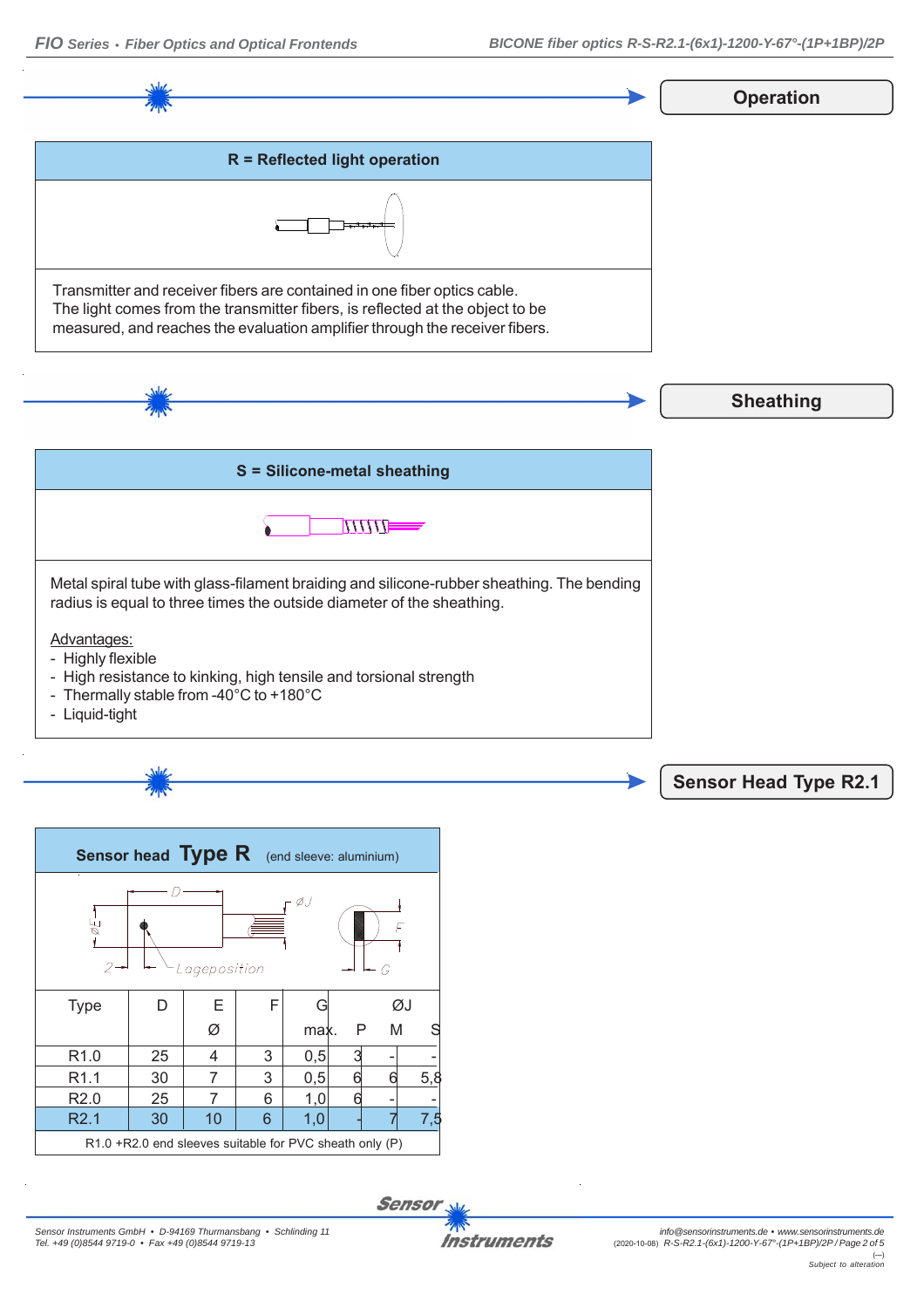## Operation

### R = Reflected light operation

Transmitter and receiver fibers are contained in one fiber optics cable.
The light comes from the transmitter fibers, is reflected at the object to be measured, and reaches the evaluation amplifier through the receiver fibers.

## Sheathing

### S = Silicone-metal sheathing

Metal spiral tube with glass-filament braiding and silicone-rubber sheathing. The bending radius is equal to three times the outside diameter of the sheathing.

Advantages:

- Highly flexible
- High resistance to kinking, high tensile and torsional strength
- Thermally stable from -40°C to +180°C
- Liquid-tight

## Sensor Head Type R2.1

**Sensor head Type R** (end sleeve: aluminium)

D, ØE, ØJ, F, G, 2, Lageposition

| Type | D | E Ø | F | G max. | ØJ P | ØJ M | ØJ S |
|---|---|---|---|---|---|---|---|
| R1.0 | 25 | 4 | 3 | 0,5 | 3 | - | - |
| R1.1 | 30 | 7 | 3 | 0,5 | 6 | 6 | 5,8 |
| R2.0 | 25 | 7 | 6 | 1,0 | 6 | - | - |
| R2.1 | 30 | 10 | 6 | 1,0 | - | 7 | 7,5 |

R1.0 +R2.0 end sleeves suitable for PVC sheath only (P)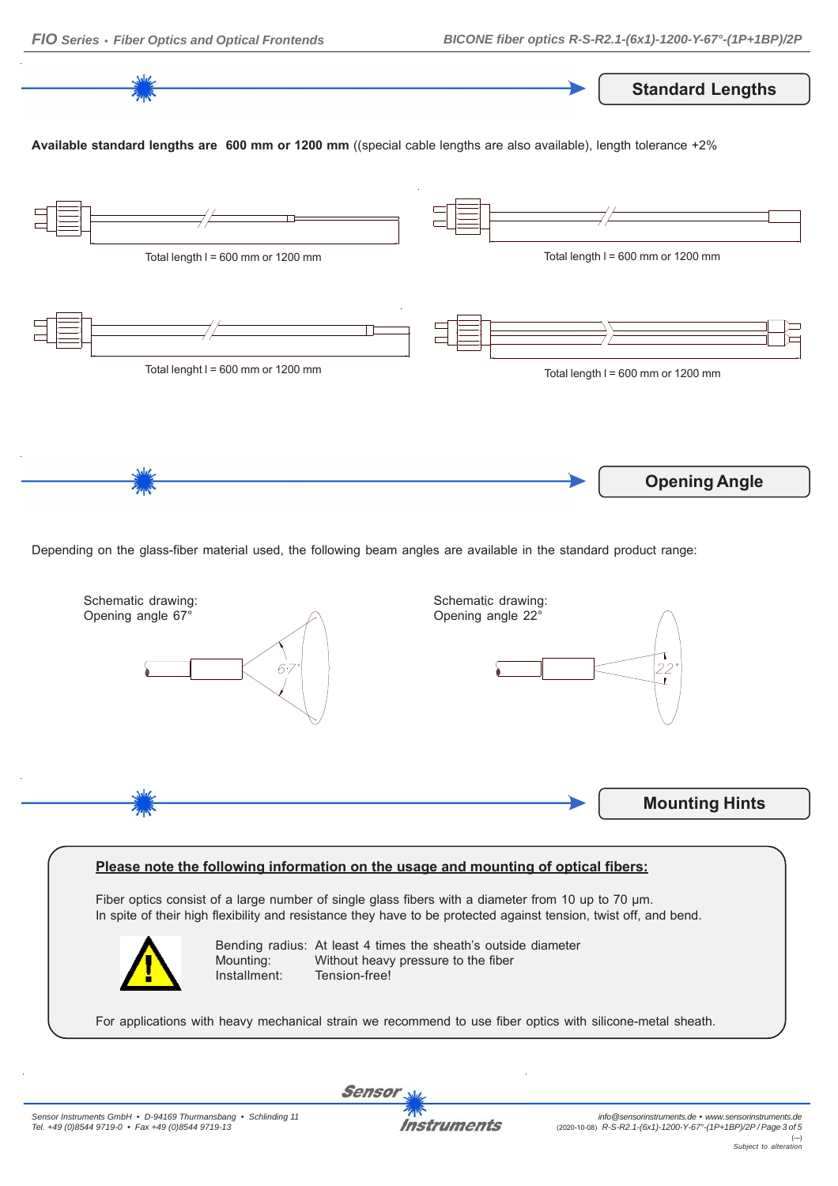## Standard Lengths

**Available standard lengths are 600 mm or 1200 mm** ((special cable lengths are also available), length tolerance +2%

Total length l = 600 mm or 1200 mm

Total length l = 600 mm or 1200 mm

Total lenght l = 600 mm or 1200 mm

Total length l = 600 mm or 1200 mm

## Opening Angle

Depending on the glass-fiber material used, the following beam angles are available in the standard product range:

Schematic drawing:
Opening angle 67°

Schematic drawing:
Opening angle 22°

## Mounting Hints

**Please note the following information on the usage and mounting of optical fibers:**

Fiber optics consist of a large number of single glass fibers with a diameter from 10 up to 70 µm.
In spite of their high flexibility and resistance they have to be protected against tension, twist off, and bend.

Bending radius: At least 4 times the sheath's outside diameter
Mounting: Without heavy pressure to the fiber
Installment: Tension-free!

For applications with heavy mechanical strain we recommend to use fiber optics with silicone-metal sheath.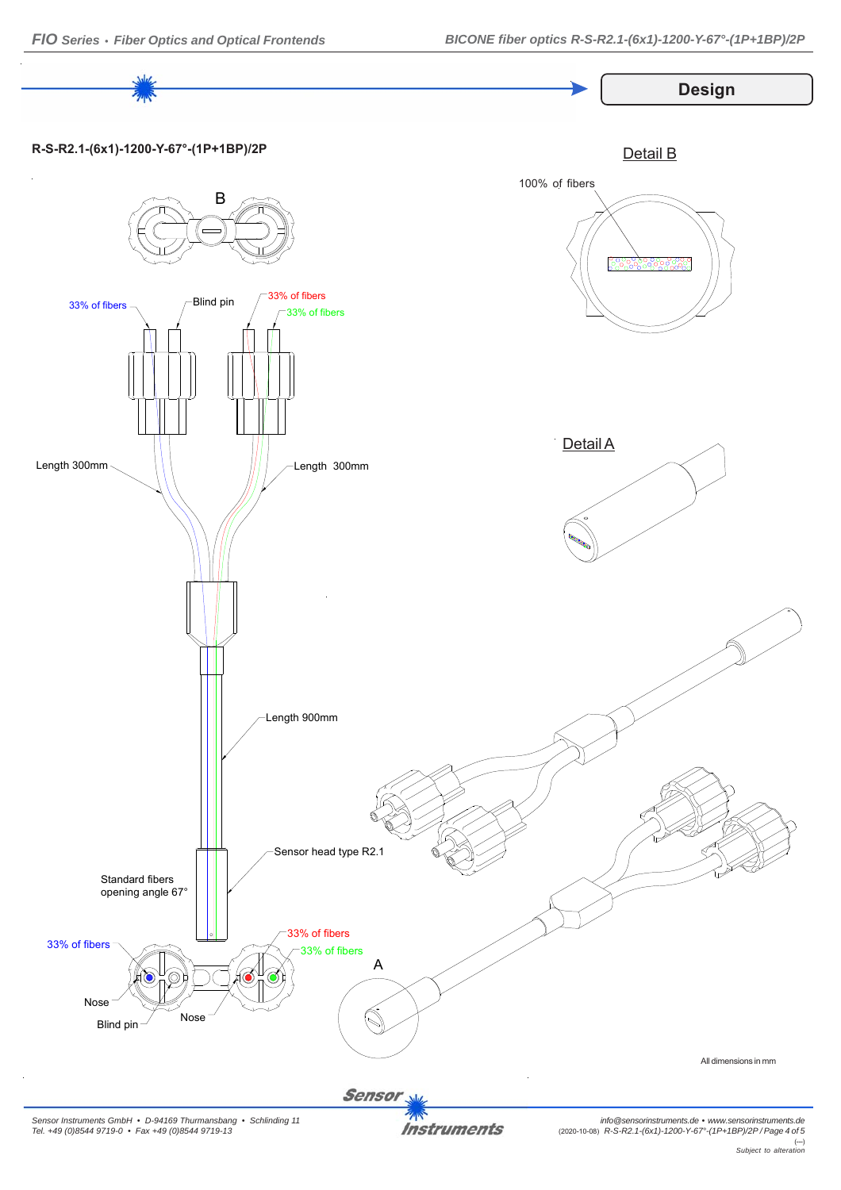## Design

**R-S-R2.1-(6x1)-1200-Y-67°-(1P+1BP)/2P**

Detail B

100% of fibers

B

33% of fibers

Blind pin

33% of fibers

33% of fibers

Length 300mm

Length 300mm

Detail A

Length 900mm

Sensor head type R2.1

Standard fibers opening angle 67°

33% of fibers

33% of fibers

33% of fibers

A

Nose

Blind pin

Nose

All dimensions in mm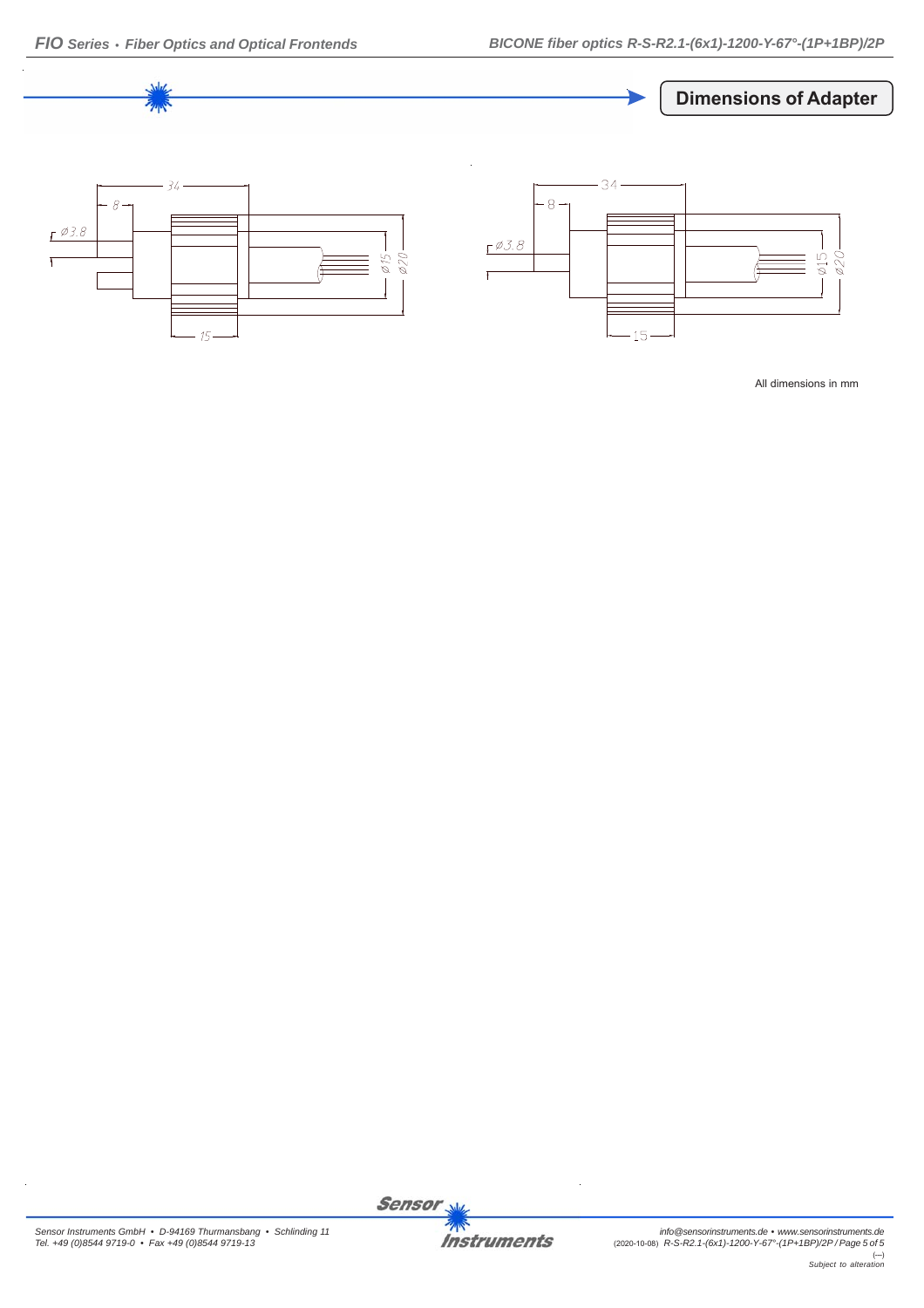## Dimensions of Adapter

34
8
Ø3.8
Ø15
Ø20
15

34
8
Ø3.8
Ø15
Ø20
15

All dimensions in mm